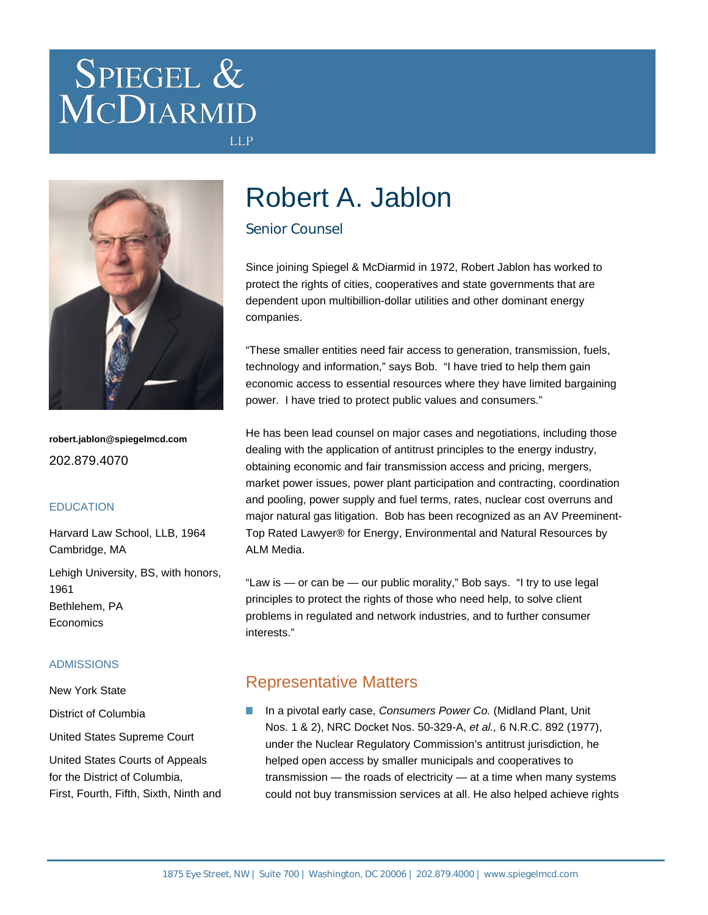# Spiegel & McDiarmid LLP

robert.jablon@spiegelmcd.com

202.879.4070

### EDUCATION

Harvard Law School, LLB, 1964
Cambridge, MA

Lehigh University, BS, with honors, 1961
Bethlehem, PA
Economics

### ADMISSIONS

New York State

District of Columbia

United States Supreme Court

United States Courts of Appeals for the District of Columbia, First, Fourth, Fifth, Sixth, Ninth and

# Robert A. Jablon

## Senior Counsel

Since joining Spiegel & McDiarmid in 1972, Robert Jablon has worked to protect the rights of cities, cooperatives and state governments that are dependent upon multibillion-dollar utilities and other dominant energy companies.

"These smaller entities need fair access to generation, transmission, fuels, technology and information," says Bob. "I have tried to help them gain economic access to essential resources where they have limited bargaining power. I have tried to protect public values and consumers."

He has been lead counsel on major cases and negotiations, including those dealing with the application of antitrust principles to the energy industry, obtaining economic and fair transmission access and pricing, mergers, market power issues, power plant participation and contracting, coordination and pooling, power supply and fuel terms, rates, nuclear cost overruns and major natural gas litigation. Bob has been recognized as an AV Preeminent-Top Rated Lawyer® for Energy, Environmental and Natural Resources by ALM Media.

"Law is — or can be — our public morality," Bob says. "I try to use legal principles to protect the rights of those who need help, to solve client problems in regulated and network industries, and to further consumer interests."

## Representative Matters

- In a pivotal early case, *Consumers Power Co.* (Midland Plant, Unit Nos. 1 & 2), NRC Docket Nos. 50-329-A, *et al.,* 6 N.R.C. 892 (1977), under the Nuclear Regulatory Commission's antitrust jurisdiction, he helped open access by smaller municipals and cooperatives to transmission — the roads of electricity — at a time when many systems could not buy transmission services at all. He also helped achieve rights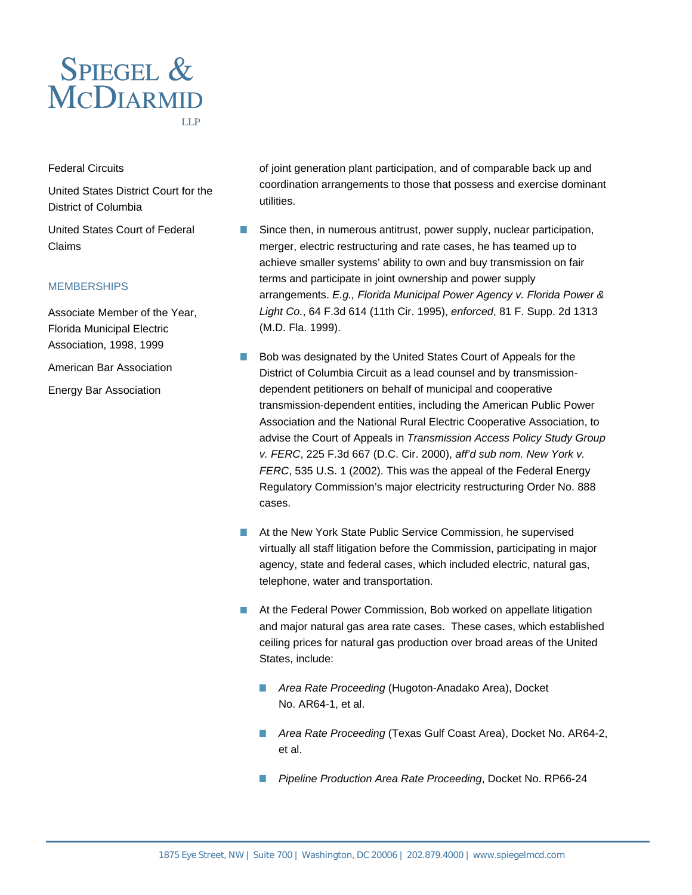Federal Circuits

United States District Court for the District of Columbia

United States Court of Federal Claims

## MEMBERSHIPS

Associate Member of the Year, Florida Municipal Electric Association, 1998, 1999

American Bar Association

Energy Bar Association

of joint generation plant participation, and of comparable back up and coordination arrangements to those that possess and exercise dominant utilities.

- Since then, in numerous antitrust, power supply, nuclear participation, merger, electric restructuring and rate cases, he has teamed up to achieve smaller systems' ability to own and buy transmission on fair terms and participate in joint ownership and power supply arrangements. *E.g., Florida Municipal Power Agency v. Florida Power & Light Co.*, 64 F.3d 614 (11th Cir. 1995), *enforced*, 81 F. Supp. 2d 1313 (M.D. Fla. 1999).

- Bob was designated by the United States Court of Appeals for the District of Columbia Circuit as a lead counsel and by transmission-dependent petitioners on behalf of municipal and cooperative transmission-dependent entities, including the American Public Power Association and the National Rural Electric Cooperative Association, to advise the Court of Appeals in *Transmission Access Policy Study Group v. FERC*, 225 F.3d 667 (D.C. Cir. 2000), *aff'd sub nom. New York v. FERC*, 535 U.S. 1 (2002). This was the appeal of the Federal Energy Regulatory Commission's major electricity restructuring Order No. 888 cases.

- At the New York State Public Service Commission, he supervised virtually all staff litigation before the Commission, participating in major agency, state and federal cases, which included electric, natural gas, telephone, water and transportation.

- At the Federal Power Commission, Bob worked on appellate litigation and major natural gas area rate cases. These cases, which established ceiling prices for natural gas production over broad areas of the United States, include:

  - *Area Rate Proceeding* (Hugoton-Anadako Area), Docket No. AR64-1, et al.

  - *Area Rate Proceeding* (Texas Gulf Coast Area), Docket No. AR64-2, et al.

  - *Pipeline Production Area Rate Proceeding*, Docket No. RP66-24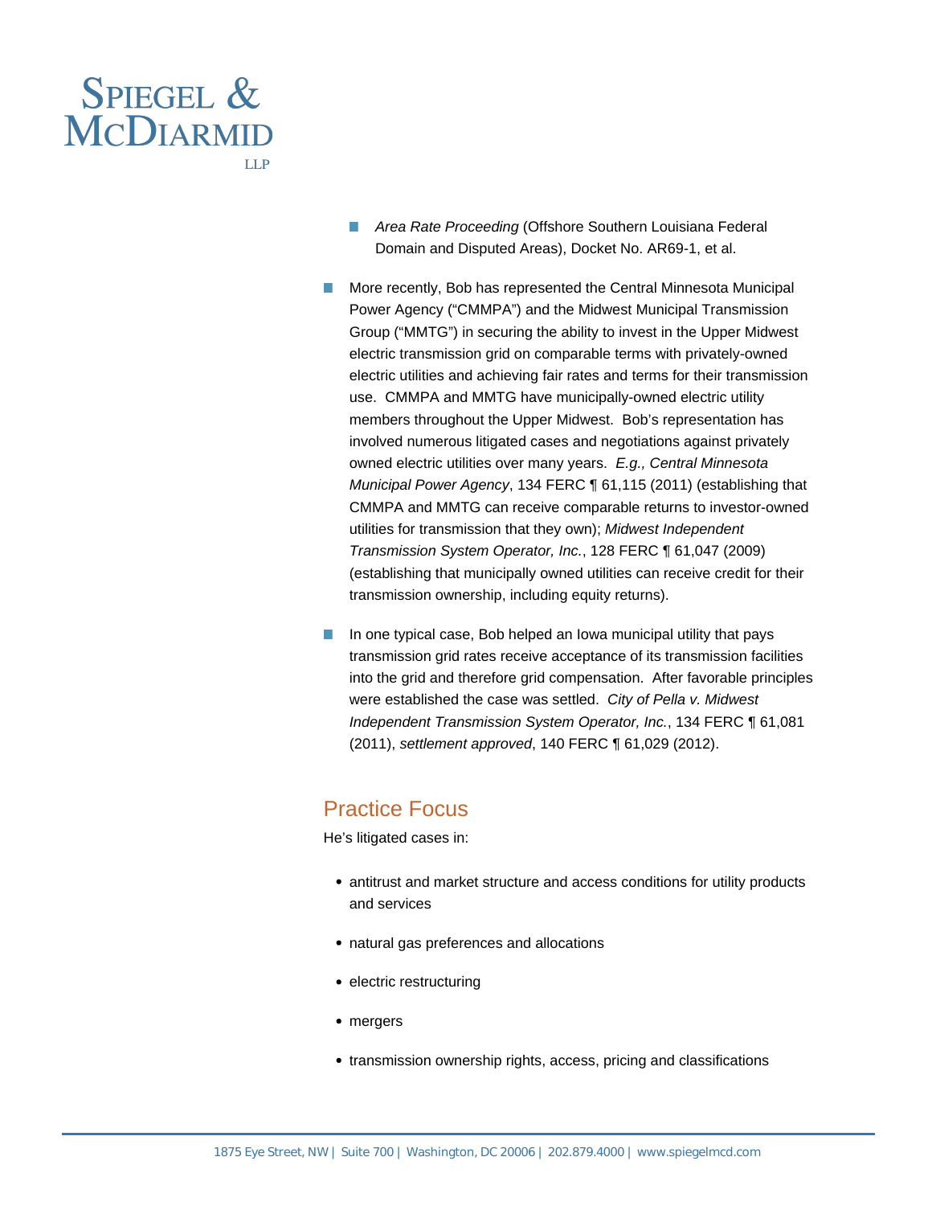- *Area Rate Proceeding* (Offshore Southern Louisiana Federal Domain and Disputed Areas), Docket No. AR69-1, et al.

- More recently, Bob has represented the Central Minnesota Municipal Power Agency ("CMMPA") and the Midwest Municipal Transmission Group ("MMTG") in securing the ability to invest in the Upper Midwest electric transmission grid on comparable terms with privately-owned electric utilities and achieving fair rates and terms for their transmission use. CMMPA and MMTG have municipally-owned electric utility members throughout the Upper Midwest. Bob's representation has involved numerous litigated cases and negotiations against privately owned electric utilities over many years. *E.g., Central Minnesota Municipal Power Agency*, 134 FERC ¶ 61,115 (2011) (establishing that CMMPA and MMTG can receive comparable returns to investor-owned utilities for transmission that they own); *Midwest Independent Transmission System Operator, Inc.*, 128 FERC ¶ 61,047 (2009) (establishing that municipally owned utilities can receive credit for their transmission ownership, including equity returns).

- In one typical case, Bob helped an Iowa municipal utility that pays transmission grid rates receive acceptance of its transmission facilities into the grid and therefore grid compensation. After favorable principles were established the case was settled. *City of Pella v. Midwest Independent Transmission System Operator, Inc.*, 134 FERC ¶ 61,081 (2011), *settlement approved*, 140 FERC ¶ 61,029 (2012).

## Practice Focus

He's litigated cases in:

- antitrust and market structure and access conditions for utility products and services
- natural gas preferences and allocations
- electric restructuring
- mergers
- transmission ownership rights, access, pricing and classifications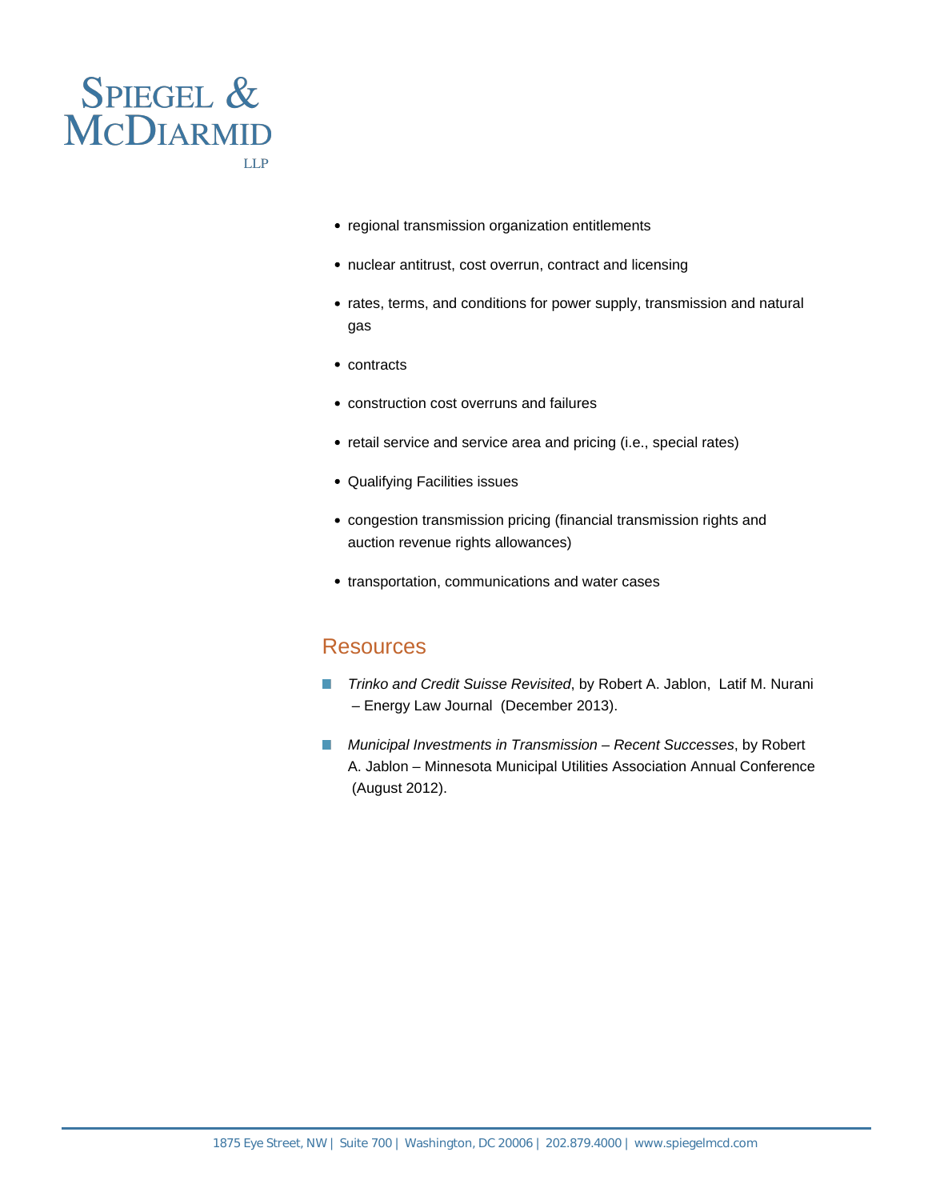- regional transmission organization entitlements
- nuclear antitrust, cost overrun, contract and licensing
- rates, terms, and conditions for power supply, transmission and natural gas
- contracts
- construction cost overruns and failures
- retail service and service area and pricing (i.e., special rates)
- Qualifying Facilities issues
- congestion transmission pricing (financial transmission rights and auction revenue rights allowances)
- transportation, communications and water cases

## Resources

- *Trinko and Credit Suisse Revisited*, by Robert A. Jablon, Latif M. Nurani – Energy Law Journal (December 2013).
- *Municipal Investments in Transmission – Recent Successes*, by Robert A. Jablon – Minnesota Municipal Utilities Association Annual Conference (August 2012).